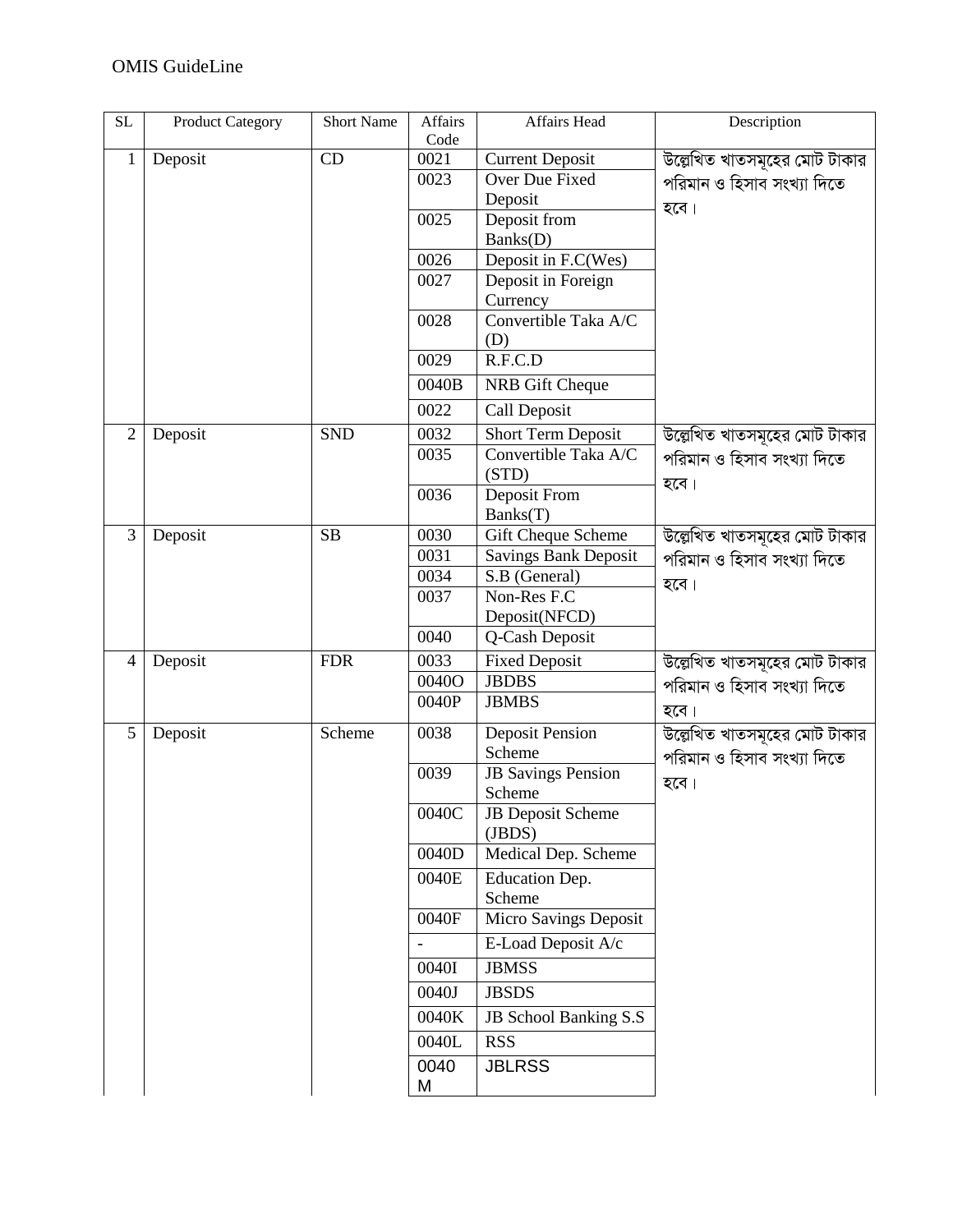OMIS GuideLine

| SL | Product Category | Short Name | Affairs Code | Affairs Head | Description |
|---|---|---|---|---|---|
| 1 | Deposit | CD | 0021 | Current Deposit | উল্লেখিত খাতসমূহের মোট টাকার পরিমান ও হিসাব সংখ্যা দিতে হবে। |
| | | | 0023 | Over Due Fixed Deposit | |
| | | | 0025 | Deposit from Banks(D) | |
| | | | 0026 | Deposit in F.C(Wes) | |
| | | | 0027 | Deposit in Foreign Currency | |
| | | | 0028 | Convertible Taka A/C (D) | |
| | | | 0029 | R.F.C.D | |
| | | | 0040B | NRB Gift Cheque | |
| | | | 0022 | Call Deposit | |
| 2 | Deposit | SND | 0032 | Short Term Deposit | উল্লেখিত খাতসমূহের মোট টাকার পরিমান ও হিসাব সংখ্যা দিতে হবে। |
| | | | 0035 | Convertible Taka A/C (STD) | |
| | | | 0036 | Deposit From Banks(T) | |
| 3 | Deposit | SB | 0030 | Gift Cheque Scheme | উল্লেখিত খাতসমূহের মোট টাকার পরিমান ও হিসাব সংখ্যা দিতে হবে। |
| | | | 0031 | Savings Bank Deposit | |
| | | | 0034 | S.B (General) | |
| | | | 0037 | Non-Res F.C Deposit(NFCD) | |
| | | | 0040 | Q-Cash Deposit | |
| 4 | Deposit | FDR | 0033 | Fixed Deposit | উল্লেখিত খাতসমূহের মোট টাকার পরিমান ও হিসাব সংখ্যা দিতে হবে। |
| | | | 0040O | JBDBS | |
| | | | 0040P | JBMBS | |
| 5 | Deposit | Scheme | 0038 | Deposit Pension Scheme | উল্লেখিত খাতসমূহের মোট টাকার পরিমান ও হিসাব সংখ্যা দিতে হবে। |
| | | | 0039 | JB Savings Pension Scheme | |
| | | | 0040C | JB Deposit Scheme (JBDS) | |
| | | | 0040D | Medical Dep. Scheme | |
| | | | 0040E | Education Dep. Scheme | |
| | | | 0040F | Micro Savings Deposit | |
| | | | - | E-Load Deposit A/c | |
| | | | 0040I | JBMSS | |
| | | | 0040J | JBSDS | |
| | | | 0040K | JB School Banking S.S | |
| | | | 0040L | RSS | |
| | | | 0040M | JBLRSS | |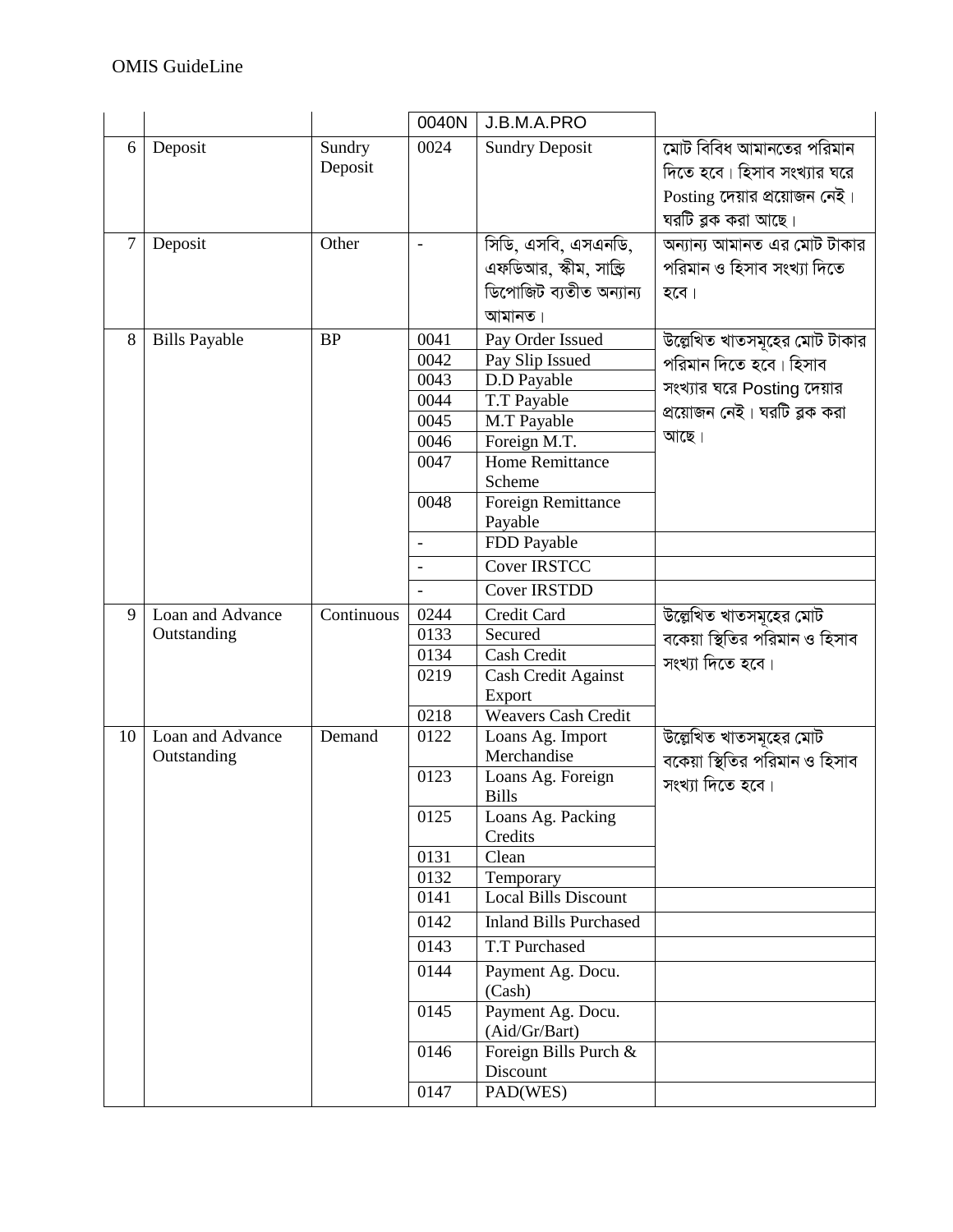| | | | | | |
|---|---|---|---|---|---|
| | | | 0040N | J.B.M.A.PRO | |
| 6 | Deposit | Sundry Deposit | 0024 | Sundry Deposit | মোট বিবিধ আমানতের পরিমান দিতে হবে। হিসাব সংখ্যার ঘরে Posting দেয়ার প্রয়োজন নেই। ঘরটি ব্লক করা আছে। |
| 7 | Deposit | Other | - | সিডি, এসবি, এসএনডি, এফডিআর, স্কীম, সান্ড্রি ডিপোজিট ব্যতীত অন্যান্য আমানত। | অন্যান্য আমানত এর মোট টাকার পরিমান ও হিসাব সংখ্যা দিতে হবে। |
| 8 | Bills Payable | BP | 0041 | Pay Order Issued | উল্লেখিত খাতসমূহের মোট টাকার পরিমান দিতে হবে। হিসাব সংখ্যার ঘরে Posting দেয়ার প্রয়োজন নেই। ঘরটি ব্লক করা আছে। |
| | | | 0042 | Pay Slip Issued | |
| | | | 0043 | D.D Payable | |
| | | | 0044 | T.T Payable | |
| | | | 0045 | M.T Payable | |
| | | | 0046 | Foreign M.T. | |
| | | | 0047 | Home Remittance Scheme | |
| | | | 0048 | Foreign Remittance Payable | |
| | | | - | FDD Payable | |
| | | | - | Cover IRSTCC | |
| | | | - | Cover IRSTDD | |
| 9 | Loan and Advance Outstanding | Continuous | 0244 | Credit Card | উল্লেখিত খাতসমূহের মোট বকেয়া স্থিতির পরিমান ও হিসাব সংখ্যা দিতে হবে। |
| | | | 0133 | Secured | |
| | | | 0134 | Cash Credit | |
| | | | 0219 | Cash Credit Against Export | |
| | | | 0218 | Weavers Cash Credit | |
| 10 | Loan and Advance Outstanding | Demand | 0122 | Loans Ag. Import Merchandise | উল্লেখিত খাতসমূহের মোট বকেয়া স্থিতির পরিমান ও হিসাব সংখ্যা দিতে হবে। |
| | | | 0123 | Loans Ag. Foreign Bills | |
| | | | 0125 | Loans Ag. Packing Credits | |
| | | | 0131 | Clean | |
| | | | 0132 | Temporary | |
| | | | 0141 | Local Bills Discount | |
| | | | 0142 | Inland Bills Purchased | |
| | | | 0143 | T.T Purchased | |
| | | | 0144 | Payment Ag. Docu. (Cash) | |
| | | | 0145 | Payment Ag. Docu. (Aid/Gr/Bart) | |
| | | | 0146 | Foreign Bills Purch & Discount | |
| | | | 0147 | PAD(WES) | |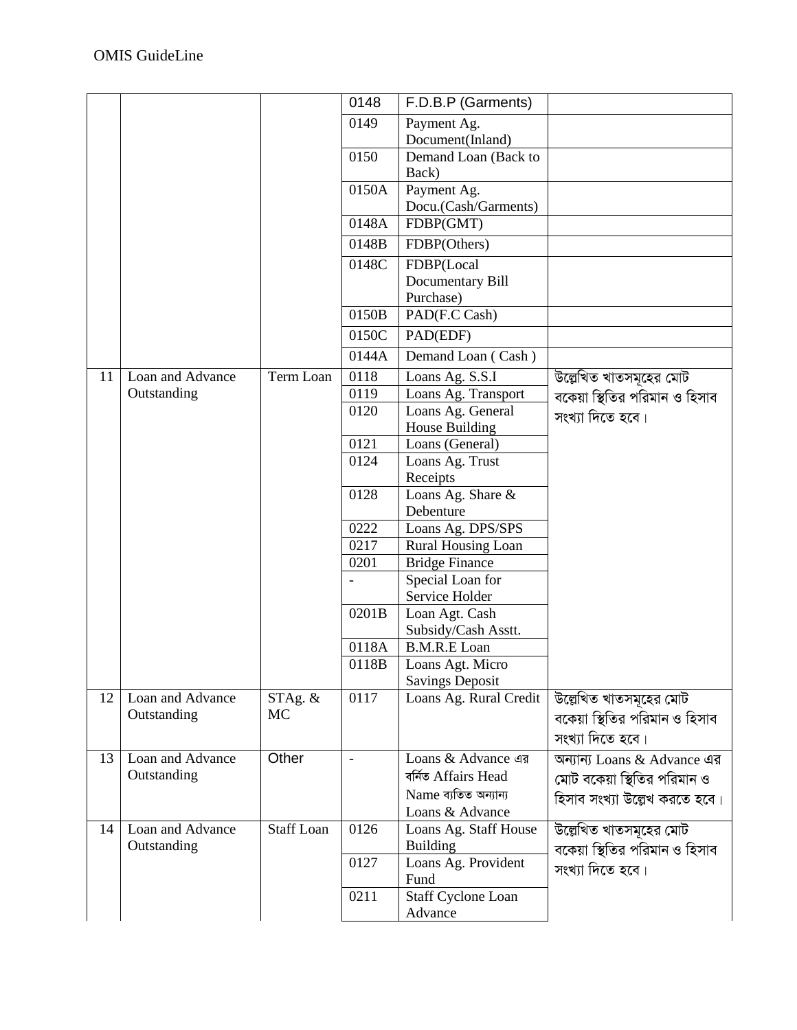| | | | | | |
|---|---|---|---|---|---|
| | | | 0148 | F.D.B.P (Garments) | |
| | | | 0149 | Payment Ag. Document(Inland) | |
| | | | 0150 | Demand Loan (Back to Back) | |
| | | | 0150A | Payment Ag. Docu.(Cash/Garments) | |
| | | | 0148A | FDBP(GMT) | |
| | | | 0148B | FDBP(Others) | |
| | | | 0148C | FDBP(Local Documentary Bill Purchase) | |
| | | | 0150B | PAD(F.C Cash) | |
| | | | 0150C | PAD(EDF) | |
| | | | 0144A | Demand Loan ( Cash ) | |
| 11 | Loan and Advance Outstanding | Term Loan | 0118 | Loans Ag. S.S.I | উল্লেখিত খাতসমূহের মোট বকেয়া স্থিতির পরিমান ও হিসাব সংখ্যা দিতে হবে। |
| | | | 0119 | Loans Ag. Transport | |
| | | | 0120 | Loans Ag. General House Building | |
| | | | 0121 | Loans (General) | |
| | | | 0124 | Loans Ag. Trust Receipts | |
| | | | 0128 | Loans Ag. Share & Debenture | |
| | | | 0222 | Loans Ag. DPS/SPS | |
| | | | 0217 | Rural Housing Loan | |
| | | | 0201 | Bridge Finance | |
| | | | - | Special Loan for Service Holder | |
| | | | 0201B | Loan Agt. Cash Subsidy/Cash Asstt. | |
| | | | 0118A | B.M.R.E Loan | |
| | | | 0118B | Loans Agt. Micro Savings Deposit | |
| 12 | Loan and Advance Outstanding | STAg. & MC | 0117 | Loans Ag. Rural Credit | উল্লেখিত খাতসমূহের মোট বকেয়া স্থিতির পরিমান ও হিসাব সংখ্যা দিতে হবে। |
| 13 | Loan and Advance Outstanding | Other | - | Loans & Advance এর বর্নিত Affairs Head Name ব্যতিত অন্যান্য Loans & Advance | অন্যান্য Loans & Advance এর মোট বকেয়া স্থিতির পরিমান ও হিসাব সংখ্যা উল্লেখ করতে হবে। |
| 14 | Loan and Advance Outstanding | Staff Loan | 0126 | Loans Ag. Staff House Building | উল্লেখিত খাতসমূহের মোট বকেয়া স্থিতির পরিমান ও হিসাব সংখ্যা দিতে হবে। |
| | | | 0127 | Loans Ag. Provident Fund | |
| | | | 0211 | Staff Cyclone Loan Advance | |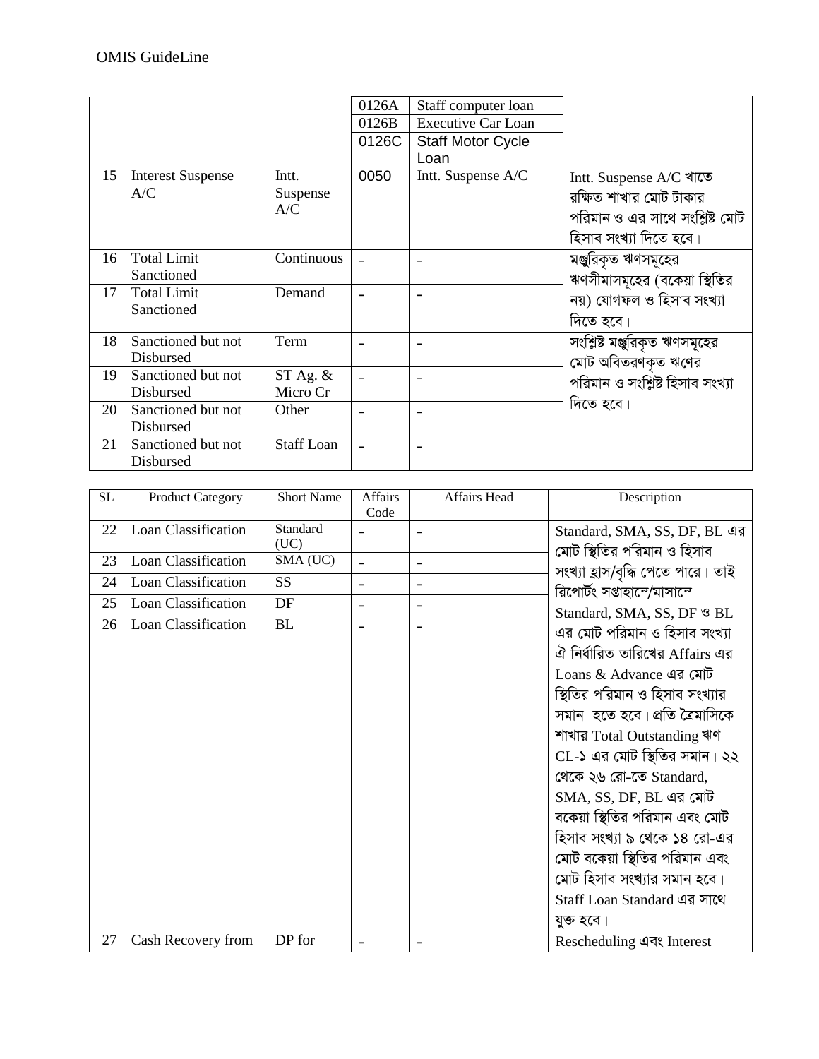| | | | 0126A | Staff computer loan | |
|---|---|---|---|---|---|
| | | | 0126B | Executive Car Loan | |
| | | | 0126C | Staff Motor Cycle Loan | |
| 15 | Interest Suspense A/C | Intt. Suspense A/C | 0050 | Intt. Suspense A/C | Intt. Suspense A/C খাতে রক্ষিত শাখার মোট টাকার পরিমান ও এর সাথে সংশ্লিষ্ট মোট হিসাব সংখ্যা দিতে হবে। |
| 16 | Total Limit Sanctioned | Continuous | - | - | মঞ্জুরিকৃত ঋণসমূহের ঋণসীমাসমূহের (বকেয়া স্থিতির নয়) যোগফল ও হিসাব সংখ্যা দিতে হবে। |
| 17 | Total Limit Sanctioned | Demand | - | - | |
| 18 | Sanctioned but not Disbursed | Term | - | - | সংশ্লিষ্ট মঞ্জুরিকৃত ঋণসমূহের মোট অবিতরণকৃত ঋণের পরিমান ও সংশ্লিষ্ট হিসাব সংখ্যা দিতে হবে। |
| 19 | Sanctioned but not Disbursed | ST Ag. & Micro Cr | - | - | |
| 20 | Sanctioned but not Disbursed | Other | - | - | |
| 21 | Sanctioned but not Disbursed | Staff Loan | - | - | |

| SL | Product Category | Short Name | Affairs Code | Affairs Head | Description |
|---|---|---|---|---|---|
| 22 | Loan Classification | Standard (UC) | - | - | Standard, SMA, SS, DF, BL এর মোট স্থিতির পরিমান ও হিসাব সংখ্যা হ্রাস/বৃদ্ধি পেতে পারে। তাই রিপোর্টিং সপ্তাহান্তে/মাসান্তে Standard, SMA, SS, DF ও BL এর মোট পরিমান ও হিসাব সংখ্যা ঐ নির্ধারিত তারিখের Affairs এর Loans & Advance এর মোট স্থিতির পরিমান ও হিসাব সংখ্যার সমান হতে হবে। প্রতি ত্রৈমাসিকে শাখার Total Outstanding ঋণ CL-১ এর মোট স্থিতির সমান। ২২ থেকে ২৬ রো-তে Standard, SMA, SS, DF, BL এর মোট বকেয়া স্থিতির পরিমান এবং মোট হিসাব সংখ্যা ৯ থেকে ১৪ রো-এর মোট বকেয়া স্থিতির পরিমান এবং মোট হিসাব সংখ্যার সমান হবে। Staff Loan Standard এর সাথে যুক্ত হবে। |
| 23 | Loan Classification | SMA (UC) | - | - | |
| 24 | Loan Classification | SS | - | - | |
| 25 | Loan Classification | DF | - | - | |
| 26 | Loan Classification | BL | - | - | |
| 27 | Cash Recovery from | DP for | - | - | Rescheduling এবং Interest |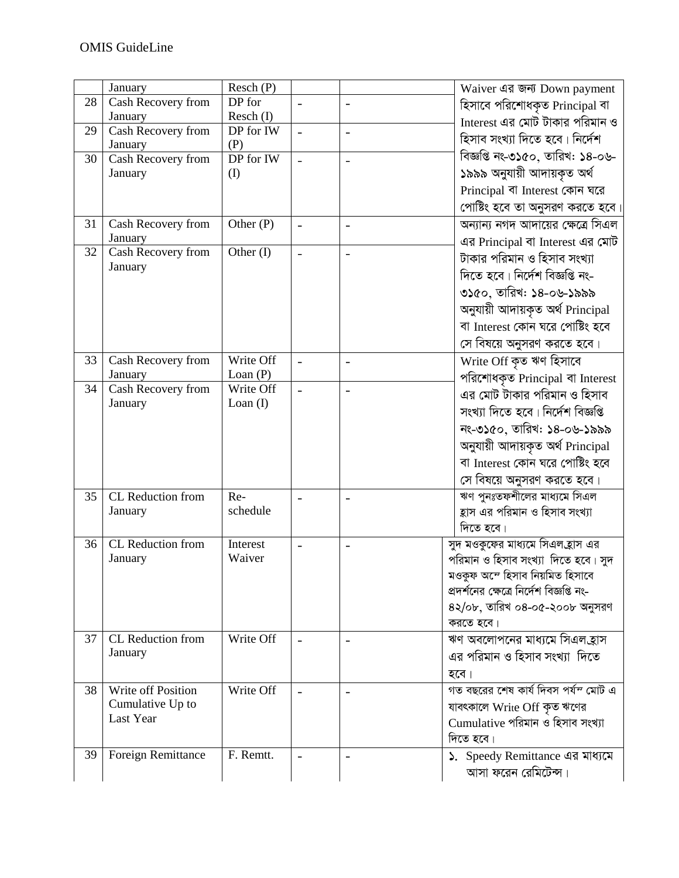|  | January | Resch (P) |  |  | Waiver এর জন্য Down payment হিসাবে পরিশোধকৃত Principal বা Interest এর মোট টাকার পরিমান ও হিসাব সংখ্যা দিতে হবে। নির্দেশ বিজ্ঞপ্তি নং-৩১৫০, তারিখ: ১৪-০৬-১৯৯৯ অনুযায়ী আদায়কৃত অর্থ Principal বা Interest কোন ঘরে পোষ্টিং হবে তা অনুসরণ করতে হবে। |
|---|---|---|---|---|---|
| 28 | Cash Recovery from January | DP for Resch (I) | - | - | |
| 29 | Cash Recovery from January | DP for IW (P) | - | - | |
| 30 | Cash Recovery from January | DP for IW (I) | - | - | |
| 31 | Cash Recovery from January | Other (P) | - | - | অন্যান্য নগদ আদায়ের ক্ষেত্রে সিএল এর Principal বা Interest এর মোট টাকার পরিমান ও হিসাব সংখ্যা দিতে হবে। নির্দেশ বিজ্ঞপ্তি নং-৩১৫০, তারিখ: ১৪-০৬-১৯৯৯ অনুযায়ী আদায়কৃত অর্থ Principal বা Interest কোন ঘরে পোষ্টিং হবে সে বিষয়ে অনুসরণ করতে হবে। |
| 32 | Cash Recovery from January | Other (I) | - | - | |
| 33 | Cash Recovery from January | Write Off Loan (P) | - | - | Write Off কৃত ঋণ হিসাবে পরিশোধকৃত Principal বা Interest এর মোট টাকার পরিমান ও হিসাব সংখ্যা দিতে হবে। নির্দেশ বিজ্ঞপ্তি নং-৩১৫০, তারিখ: ১৪-০৬-১৯৯৯ অনুযায়ী আদায়কৃত অর্থ Principal বা Interest কোন ঘরে পোষ্টিং হবে সে বিষয়ে অনুসরণ করতে হবে। |
| 34 | Cash Recovery from January | Write Off Loan (I) | - | - | |
| 35 | CL Reduction from January | Re-schedule | - | - | ঋণ পুনঃতফশীলের মাধ্যমে সিএল হ্রাস এর পরিমান ও হিসাব সংখ্যা দিতে হবে। |
| 36 | CL Reduction from January | Interest Waiver | - | - | সুদ মওকুফের মাধ্যমে সিএল হ্রাস এর পরিমান ও হিসাব সংখ্যা দিতে হবে। সুদ মওকুফ অন্তে হিসাব নিয়মিত হিসাবে প্রদর্শনের ক্ষেত্রে নির্দেশ বিজ্ঞপ্তি নং-৪২/০৮, তারিখ ০৪-০৫-২০০৮ অনুসরণ করতে হবে। |
| 37 | CL Reduction from January | Write Off | - | - | ঋণ অবলোপনের মাধ্যমে সিএল হ্রাস এর পরিমান ও হিসাব সংখ্যা দিতে হবে। |
| 38 | Write off Position Cumulative Up to Last Year | Write Off | - | - | গত বছরের শেষ কার্য দিবস পর্যন্ত মোট এ যাবৎকালে Write Off কৃত ঋণের Cumulative পরিমান ও হিসাব সংখ্যা দিতে হবে। |
| 39 | Foreign Remittance | F. Remtt. | - | - | ১. Speedy Remittance এর মাধ্যমে আসা ফরেন রেমিটেন্স। |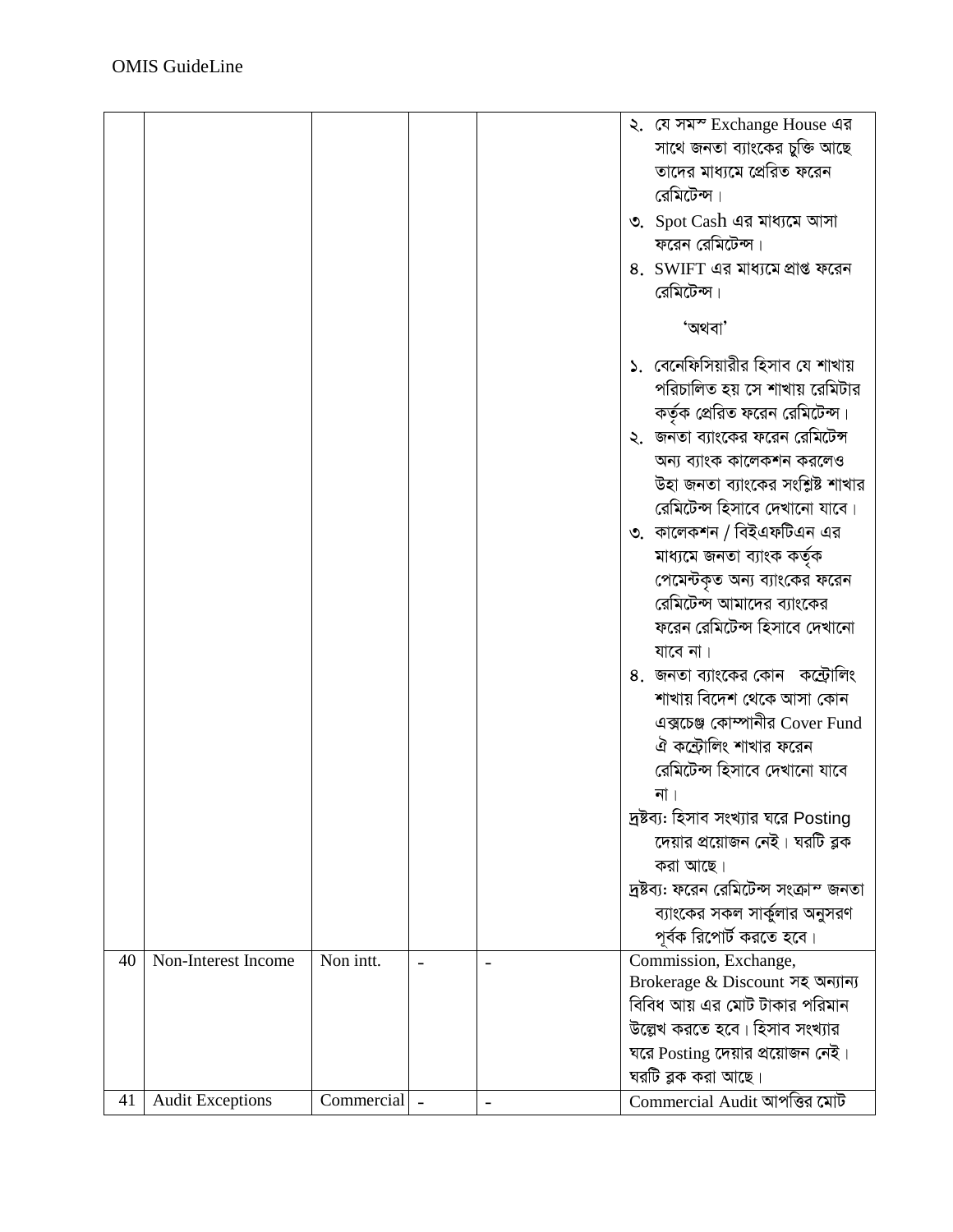| | | | | | |
|---|---|---|---|---|---|
| | | | | | ২. যে সমস্ত Exchange House এর সাথে জনতা ব্যাংকের চুক্তি আছে তাদের মাধ্যমে প্রেরিত ফরেন রেমিটেন্স।<br>৩. Spot Cash এর মাধ্যমে আসা ফরেন রেমিটেন্স।<br>৪. SWIFT এর মাধ্যমে প্রাপ্ত ফরেন রেমিটেন্স।<br>'অথবা'<br>১. বেনেফিসিয়ারীর হিসাব যে শাখায় পরিচালিত হয় সে শাখায় রেমিটার কর্তৃক প্রেরিত ফরেন রেমিটেন্স।<br>২. জনতা ব্যাংকের ফরেন রেমিটেন্স অন্য ব্যাংক কালেকশন করলেও উহা জনতা ব্যাংকের সংশ্লিষ্ট শাখার রেমিটেন্স হিসাবে দেখানো যাবে।<br>৩. কালেকশন / বিইএফটিএন এর মাধ্যমে জনতা ব্যাংক কর্তৃক পেমেন্টকৃত অন্য ব্যাংকের ফরেন রেমিটেন্স আমাদের ব্যাংকের ফরেন রেমিটেন্স হিসাবে দেখানো যাবে না।<br>৪. জনতা ব্যাংকের কোন কন্ট্রোলিং শাখায় বিদেশ থেকে আসা কোন এক্সচেঞ্জ কোম্পানীর Cover Fund ঐ কন্ট্রোলিং শাখার ফরেন রেমিটেন্স হিসাবে দেখানো যাবে না।<br>দ্রষ্টব্য: হিসাব সংখ্যার ঘরে Posting দেয়ার প্রয়োজন নেই। ঘরটি ব্লক করা আছে।<br>দ্রষ্টব্য: ফরেন রেমিটেন্স সংক্রান্ত জনতা ব্যাংকের সকল সার্কুলার অনুসরণ পূর্বক রিপোর্ট করতে হবে। |
| 40 | Non-Interest Income | Non intt. | - | - | Commission, Exchange, Brokerage & Discount সহ অন্যান্য বিবিধ আয় এর মোট টাকার পরিমান উল্লেখ করতে হবে। হিসাব সংখ্যার ঘরে Posting দেয়ার প্রয়োজন নেই। ঘরটি ব্লক করা আছে। |
| 41 | Audit Exceptions | Commercial | - | - | Commercial Audit আপত্তির মোট |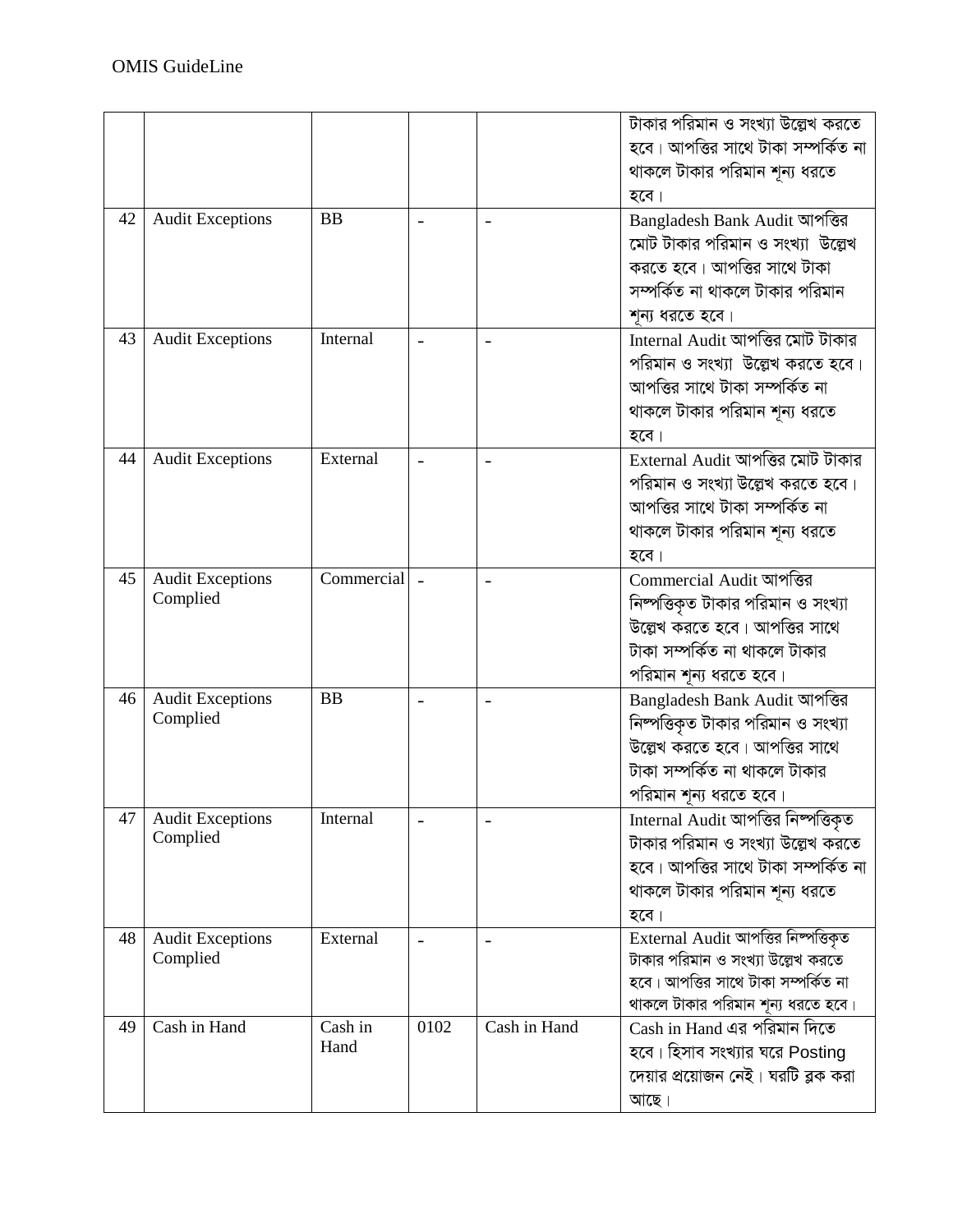| | | | | | টাকার পরিমান ও সংখ্যা উল্লেখ করতে হবে। আপত্তির সাথে টাকা সম্পর্কিত না থাকলে টাকার পরিমান শূন্য ধরতে হবে। |
|---|---|---|---|---|---|
| 42 | Audit Exceptions | BB | - | - | Bangladesh Bank Audit আপত্তির মোট টাকার পরিমান ও সংখ্যা উল্লেখ করতে হবে। আপত্তির সাথে টাকা সম্পর্কিত না থাকলে টাকার পরিমান শূন্য ধরতে হবে। |
| 43 | Audit Exceptions | Internal | - | - | Internal Audit আপত্তির মোট টাকার পরিমান ও সংখ্যা উল্লেখ করতে হবে। আপত্তির সাথে টাকা সম্পর্কিত না থাকলে টাকার পরিমান শূন্য ধরতে হবে। |
| 44 | Audit Exceptions | External | - | - | External Audit আপত্তির মোট টাকার পরিমান ও সংখ্যা উল্লেখ করতে হবে। আপত্তির সাথে টাকা সম্পর্কিত না থাকলে টাকার পরিমান শূন্য ধরতে হবে। |
| 45 | Audit Exceptions Complied | Commercial | - | - | Commercial Audit আপত্তির নিষ্পত্তিকৃত টাকার পরিমান ও সংখ্যা উল্লেখ করতে হবে। আপত্তির সাথে টাকা সম্পর্কিত না থাকলে টাকার পরিমান শূন্য ধরতে হবে। |
| 46 | Audit Exceptions Complied | BB | - | - | Bangladesh Bank Audit আপত্তির নিষ্পত্তিকৃত টাকার পরিমান ও সংখ্যা উল্লেখ করতে হবে। আপত্তির সাথে টাকা সম্পর্কিত না থাকলে টাকার পরিমান শূন্য ধরতে হবে। |
| 47 | Audit Exceptions Complied | Internal | - | - | Internal Audit আপত্তির নিষ্পত্তিকৃত টাকার পরিমান ও সংখ্যা উল্লেখ করতে হবে। আপত্তির সাথে টাকা সম্পর্কিত না থাকলে টাকার পরিমান শূন্য ধরতে হবে। |
| 48 | Audit Exceptions Complied | External | - | - | External Audit আপত্তির নিষ্পত্তিকৃত টাকার পরিমান ও সংখ্যা উল্লেখ করতে হবে। আপত্তির সাথে টাকা সম্পর্কিত না থাকলে টাকার পরিমান শূন্য ধরতে হবে। |
| 49 | Cash in Hand | Cash in Hand | 0102 | Cash in Hand | Cash in Hand এর পরিমান দিতে হবে। হিসাব সংখ্যার ঘরে Posting দেয়ার প্রয়োজন নেই। ঘরটি ব্লক করা আছে। |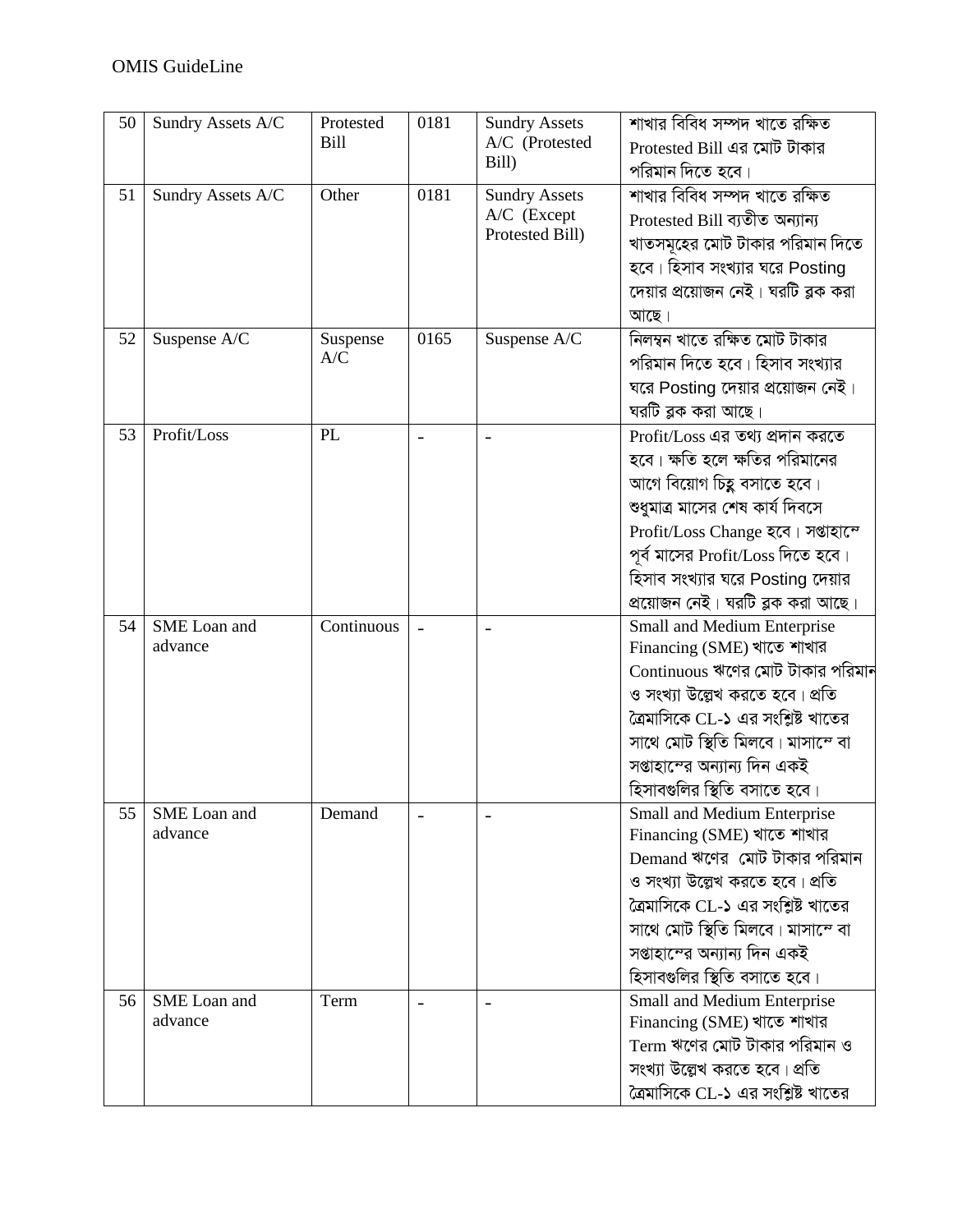| 50 | Sundry Assets A/C | Protested Bill | 0181 | Sundry Assets A/C (Protested Bill) | শাখার বিবিধ সম্পদ খাতে রক্ষিত Protested Bill এর মোট টাকার পরিমান দিতে হবে। |
|---|---|---|---|---|---|
| 51 | Sundry Assets A/C | Other | 0181 | Sundry Assets A/C (Except Protested Bill) | শাখার বিবিধ সম্পদ খাতে রক্ষিত Protested Bill ব্যতীত অন্যান্য খাতসমূহের মোট টাকার পরিমান দিতে হবে। হিসাব সংখ্যার ঘরে Posting দেয়ার প্রয়োজন নেই। ঘরটি ব্লক করা আছে। |
| 52 | Suspense A/C | Suspense A/C | 0165 | Suspense A/C | নিলম্বন খাতে রক্ষিত মোট টাকার পরিমান দিতে হবে। হিসাব সংখ্যার ঘরে Posting দেয়ার প্রয়োজন নেই। ঘরটি ব্লক করা আছে। |
| 53 | Profit/Loss | PL | - | - | Profit/Loss এর তথ্য প্রদান করতে হবে। ক্ষতি হলে ক্ষতির পরিমানের আগে বিয়োগ চিহ্ন বসাতে হবে। শুধুমাত্র মাসের শেষ কার্য দিবসে Profit/Loss Change হবে। সপ্তাহান্তে পূর্ব মাসের Profit/Loss দিতে হবে। হিসাব সংখ্যার ঘরে Posting দেয়ার প্রয়োজন নেই। ঘরটি ব্লক করা আছে। |
| 54 | SME Loan and advance | Continuous | - | - | Small and Medium Enterprise Financing (SME) খাতে শাখার Continuous ঋণের মোট টাকার পরিমান ও সংখ্যা উল্লেখ করতে হবে। প্রতি ত্রৈমাসিকে CL-১ এর সংশ্লিষ্ট খাতের সাথে মোট স্থিতি মিলবে। মাসান্তে বা সপ্তাহান্তের অন্যান্য দিন একই হিসাবগুলির স্থিতি বসাতে হবে। |
| 55 | SME Loan and advance | Demand | - | - | Small and Medium Enterprise Financing (SME) খাতে শাখার Demand ঋণের মোট টাকার পরিমান ও সংখ্যা উল্লেখ করতে হবে। প্রতি ত্রৈমাসিকে CL-১ এর সংশ্লিষ্ট খাতের সাথে মোট স্থিতি মিলবে। মাসান্তে বা সপ্তাহান্তের অন্যান্য দিন একই হিসাবগুলির স্থিতি বসাতে হবে। |
| 56 | SME Loan and advance | Term | - | - | Small and Medium Enterprise Financing (SME) খাতে শাখার Term ঋণের মোট টাকার পরিমান ও সংখ্যা উল্লেখ করতে হবে। প্রতি ত্রৈমাসিকে CL-১ এর সংশ্লিষ্ট খাতের |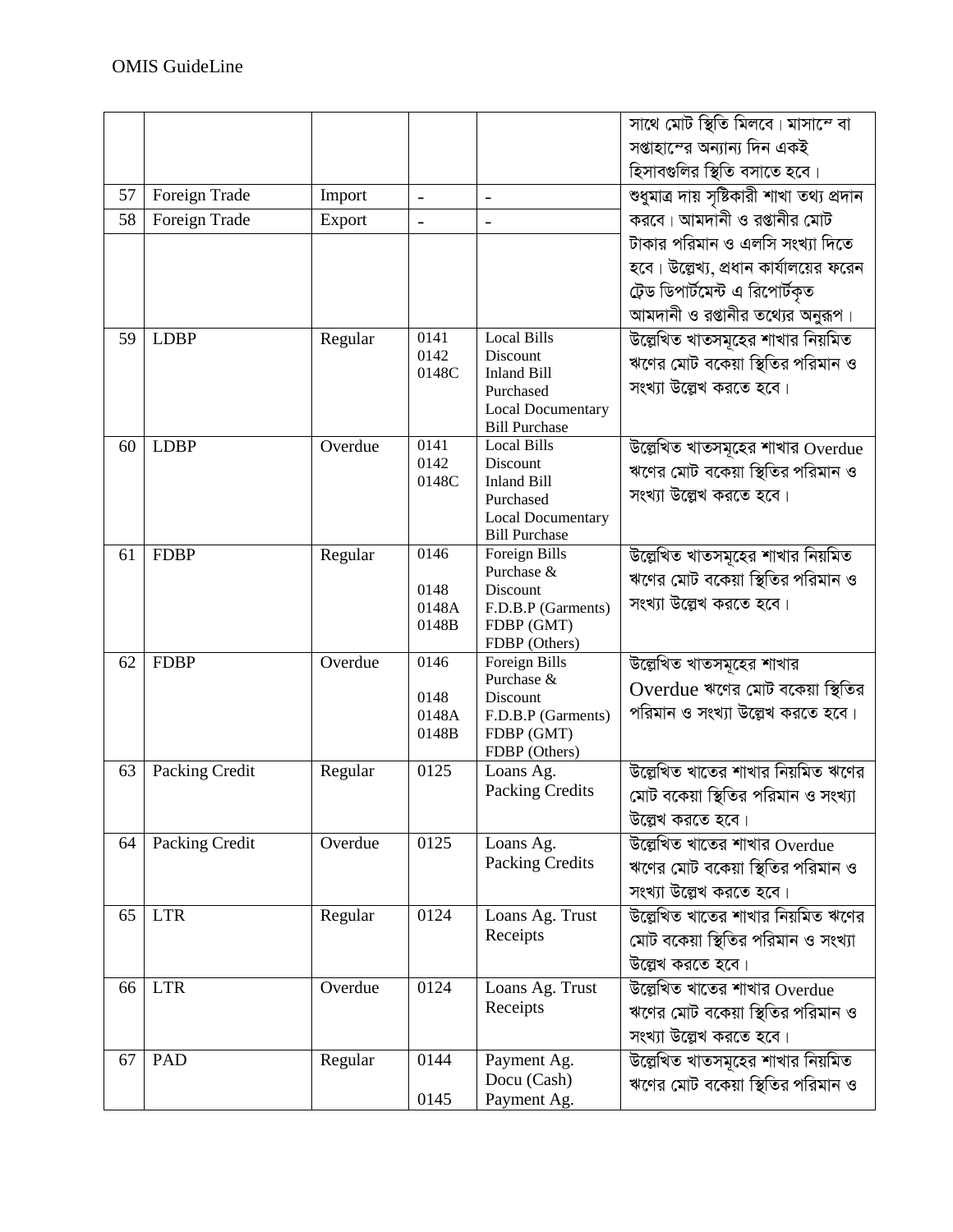| | | | | | সাথে মোট স্থিতি মিলবে। মাসান্তে বা সপ্তাহান্তের অন্যান্য দিন একই হিসাবগুলির স্থিতি বসাতে হবে। |
|---|---|---|---|---|---|
| 57 | Foreign Trade | Import | - | - | শুধুমাত্র দায় সৃষ্টিকারী শাখা তথ্য প্রদান করবে। আমদানী ও রপ্তানীর মোট টাকার পরিমান ও এলসি সংখ্যা দিতে হবে। উল্লেখ্য, প্রধান কার্যালয়ের ফরেন ট্রেড ডিপার্টমেন্ট এ রিপোর্টকৃত আমদানী ও রপ্তানীর তথ্যের অনুরূপ। |
| 58 | Foreign Trade | Export | - | - | |
| 59 | LDBP | Regular | 0141<br>0142<br>0148C | Local Bills Discount<br>Inland Bill Purchased<br>Local Documentary Bill Purchase | উল্লেখিত খাতসমূহের শাখার নিয়মিত ঋণের মোট বকেয়া স্থিতির পরিমান ও সংখ্যা উল্লেখ করতে হবে। |
| 60 | LDBP | Overdue | 0141<br>0142<br>0148C | Local Bills Discount<br>Inland Bill Purchased<br>Local Documentary Bill Purchase | উল্লেখিত খাতসমূহের শাখার Overdue ঋণের মোট বকেয়া স্থিতির পরিমান ও সংখ্যা উল্লেখ করতে হবে। |
| 61 | FDBP | Regular | 0146<br>0148<br>0148A<br>0148B | Foreign Bills Purchase & Discount<br>F.D.B.P (Garments)<br>FDBP (GMT)<br>FDBP (Others) | উল্লেখিত খাতসমূহের শাখার নিয়মিত ঋণের মোট বকেয়া স্থিতির পরিমান ও সংখ্যা উল্লেখ করতে হবে। |
| 62 | FDBP | Overdue | 0146<br>0148<br>0148A<br>0148B | Foreign Bills Purchase & Discount<br>F.D.B.P (Garments)<br>FDBP (GMT)<br>FDBP (Others) | উল্লেখিত খাতসমূহের শাখার Overdue ঋণের মোট বকেয়া স্থিতির পরিমান ও সংখ্যা উল্লেখ করতে হবে। |
| 63 | Packing Credit | Regular | 0125 | Loans Ag. Packing Credits | উল্লেখিত খাতের শাখার নিয়মিত ঋণের মোট বকেয়া স্থিতির পরিমান ও সংখ্যা উল্লেখ করতে হবে। |
| 64 | Packing Credit | Overdue | 0125 | Loans Ag. Packing Credits | উল্লেখিত খাতের শাখার Overdue ঋণের মোট বকেয়া স্থিতির পরিমান ও সংখ্যা উল্লেখ করতে হবে। |
| 65 | LTR | Regular | 0124 | Loans Ag. Trust Receipts | উল্লেখিত খাতের শাখার নিয়মিত ঋণের মোট বকেয়া স্থিতির পরিমান ও সংখ্যা উল্লেখ করতে হবে। |
| 66 | LTR | Overdue | 0124 | Loans Ag. Trust Receipts | উল্লেখিত খাতের শাখার Overdue ঋণের মোট বকেয়া স্থিতির পরিমান ও সংখ্যা উল্লেখ করতে হবে। |
| 67 | PAD | Regular | 0144<br>0145 | Payment Ag. Docu (Cash)<br>Payment Ag. | উল্লেখিত খাতসমূহের শাখার নিয়মিত ঋণের মোট বকেয়া স্থিতির পরিমান ও |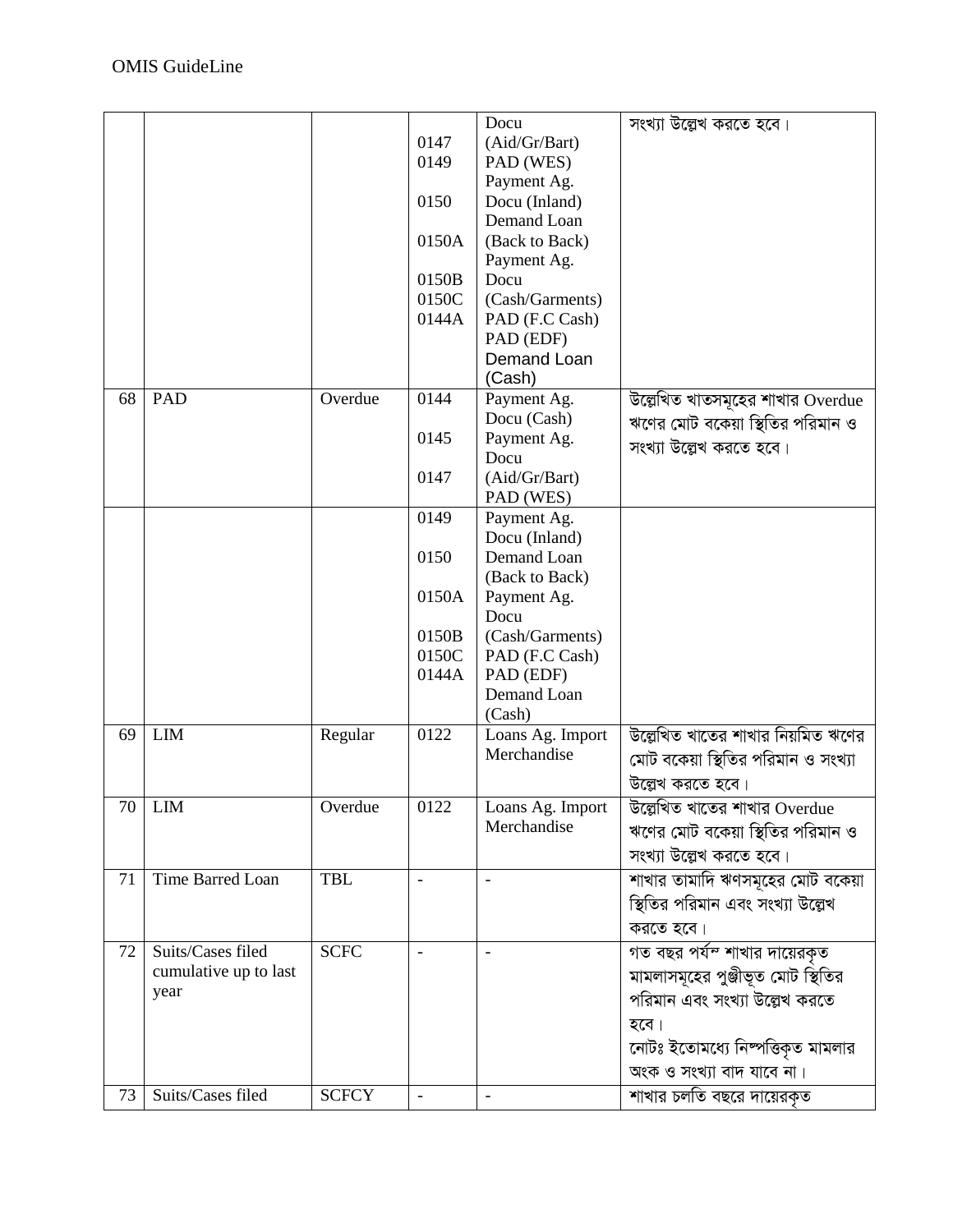|  |  |  |  |  |  |
|---|---|---|---|---|---|
|  |  |  | 0147<br>0149<br>0150<br>0150A<br>0150B<br>0150C<br>0144A | Docu (Aid/Gr/Bart)<br>PAD (WES)<br>Payment Ag. Docu (Inland)<br>Demand Loan (Back to Back)<br>Payment Ag. Docu (Cash/Garments)<br>PAD (F.C Cash)<br>PAD (EDF)<br>Demand Loan (Cash) | সংখ্যা উল্লেখ করতে হবে। |
| 68 | PAD | Overdue | 0144<br>0145<br>0147 | Payment Ag. Docu (Cash)<br>Payment Ag. Docu (Aid/Gr/Bart)<br>PAD (WES) | উল্লেখিত খাতসমূহের শাখার Overdue ঋণের মোট বকেয়া স্থিতির পরিমান ও সংখ্যা উল্লেখ করতে হবে। |
|  |  |  | 0149<br>0150<br>0150A<br>0150B<br>0150C<br>0144A | Payment Ag. Docu (Inland)<br>Demand Loan (Back to Back)<br>Payment Ag. Docu (Cash/Garments)<br>PAD (F.C Cash)<br>PAD (EDF)<br>Demand Loan (Cash) |  |
| 69 | LIM | Regular | 0122 | Loans Ag. Import Merchandise | উল্লেখিত খাতের শাখার নিয়মিত ঋণের মোট বকেয়া স্থিতির পরিমান ও সংখ্যা উল্লেখ করতে হবে। |
| 70 | LIM | Overdue | 0122 | Loans Ag. Import Merchandise | উল্লেখিত খাতের শাখার Overdue ঋণের মোট বকেয়া স্থিতির পরিমান ও সংখ্যা উল্লেখ করতে হবে। |
| 71 | Time Barred Loan | TBL | - | - | শাখার তামাদি ঋণসমূহের মোট বকেয়া স্থিতির পরিমান এবং সংখ্যা উল্লেখ করতে হবে। |
| 72 | Suits/Cases filed cumulative up to last year | SCFC | - | - | গত বছর পর্যন্ত শাখার দায়েরকৃত মামলাসমূহের পুঞ্জীভূত মোট স্থিতির পরিমান এবং সংখ্যা উল্লেখ করতে হবে।<br>নোটঃ ইতোমধ্যে নিষ্পত্তিকৃত মামলার অংক ও সংখ্যা বাদ যাবে না। |
| 73 | Suits/Cases filed | SCFCY | - | - | শাখার চলতি বছরে দায়েরকৃত |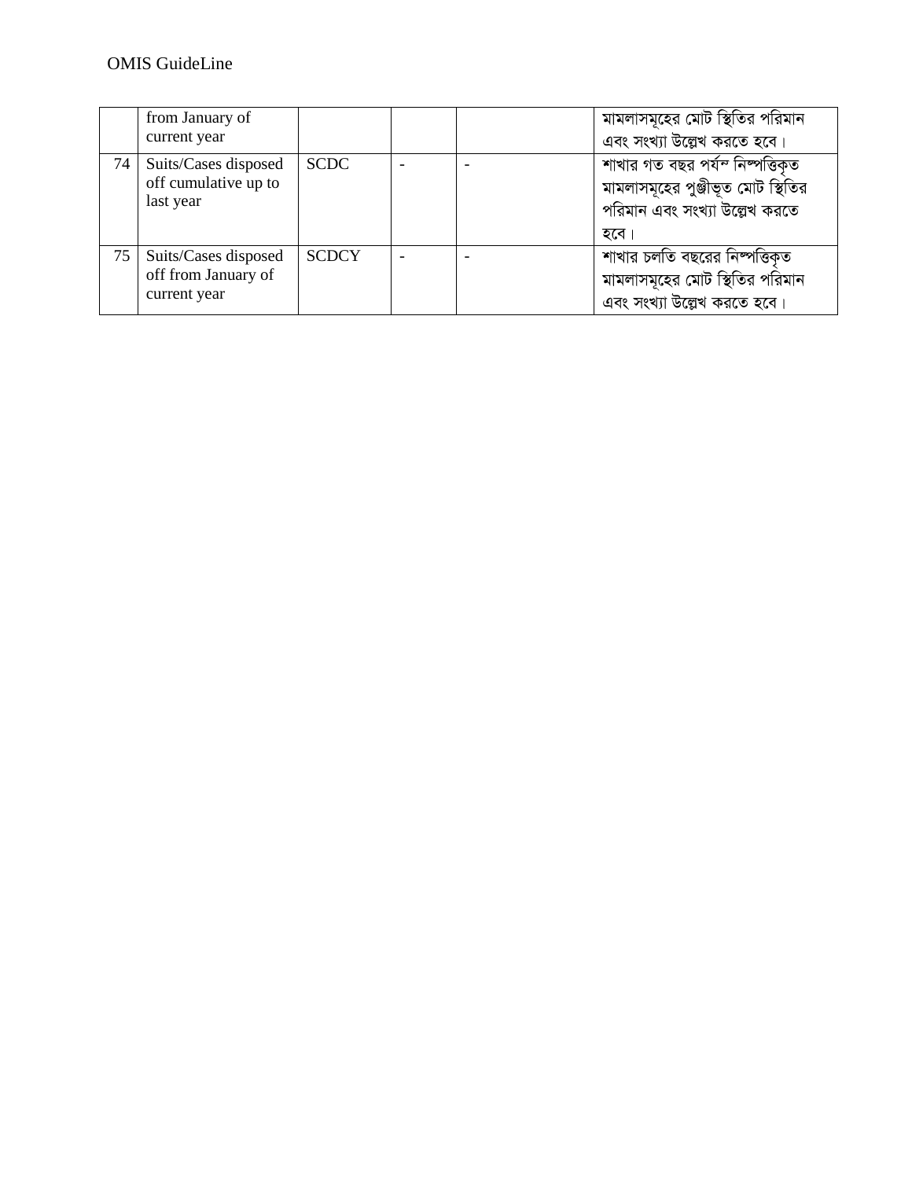| | from January of current year | | | | মামলাসমূহের মোট স্থিতির পরিমান এবং সংখ্যা উল্লেখ করতে হবে। |
|---|---|---|---|---|---|
| 74 | Suits/Cases disposed off cumulative up to last year | SCDC | - | - | শাখার গত বছর পর্যন্ত নিষ্পত্তিকৃত মামলাসমূহের পুঞ্জীভূত মোট স্থিতির পরিমান এবং সংখ্যা উল্লেখ করতে হবে। |
| 75 | Suits/Cases disposed off from January of current year | SCDCY | - | - | শাখার চলতি বছরের নিষ্পত্তিকৃত মামলাসমূহের মোট স্থিতির পরিমান এবং সংখ্যা উল্লেখ করতে হবে। |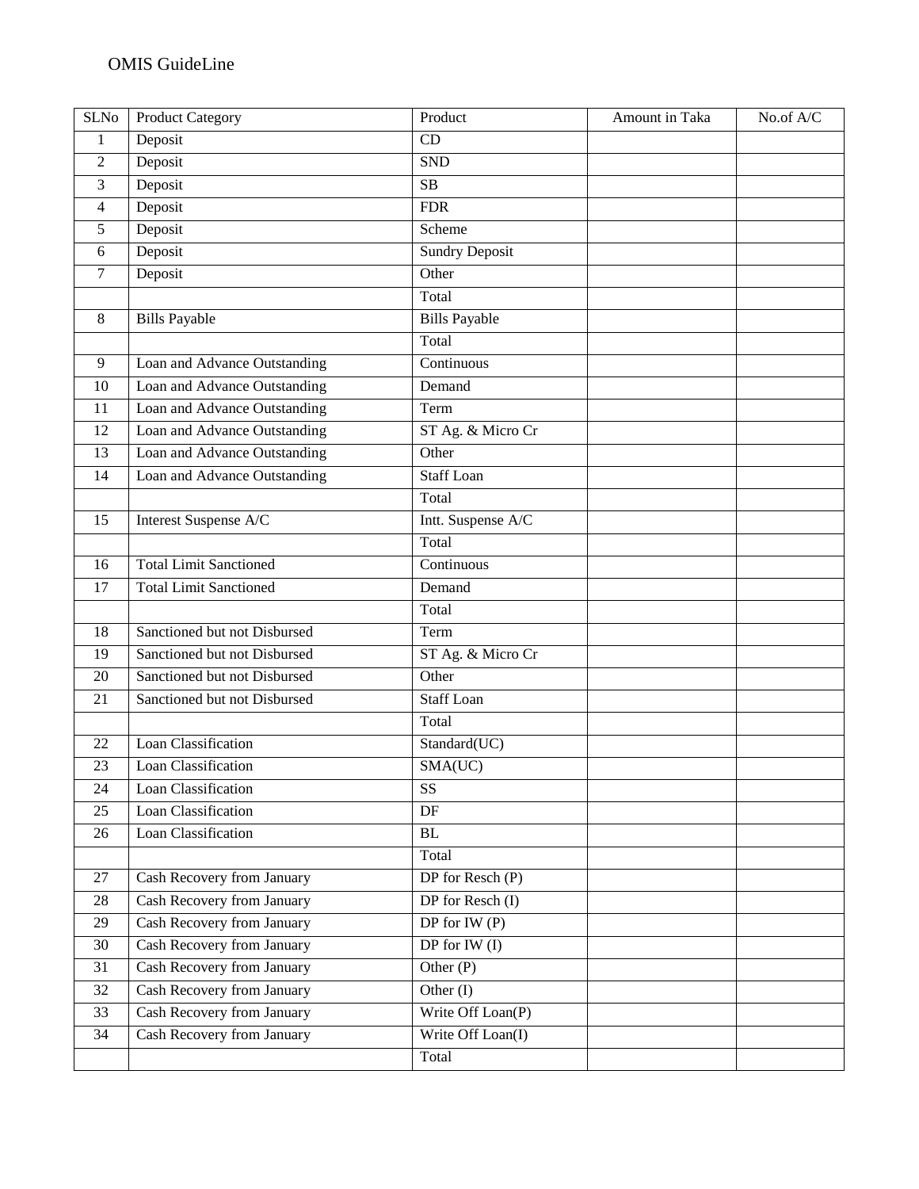OMIS GuideLine

| SLNo | Product Category | Product | Amount in Taka | No.of A/C |
|---|---|---|---|---|
| 1 | Deposit | CD | | |
| 2 | Deposit | SND | | |
| 3 | Deposit | SB | | |
| 4 | Deposit | FDR | | |
| 5 | Deposit | Scheme | | |
| 6 | Deposit | Sundry Deposit | | |
| 7 | Deposit | Other | | |
| | | Total | | |
| 8 | Bills Payable | Bills Payable | | |
| | | Total | | |
| 9 | Loan and Advance Outstanding | Continuous | | |
| 10 | Loan and Advance Outstanding | Demand | | |
| 11 | Loan and Advance Outstanding | Term | | |
| 12 | Loan and Advance Outstanding | ST Ag. & Micro Cr | | |
| 13 | Loan and Advance Outstanding | Other | | |
| 14 | Loan and Advance Outstanding | Staff Loan | | |
| | | Total | | |
| 15 | Interest Suspense A/C | Intt. Suspense A/C | | |
| | | Total | | |
| 16 | Total Limit Sanctioned | Continuous | | |
| 17 | Total Limit Sanctioned | Demand | | |
| | | Total | | |
| 18 | Sanctioned but not Disbursed | Term | | |
| 19 | Sanctioned but not Disbursed | ST Ag. & Micro Cr | | |
| 20 | Sanctioned but not Disbursed | Other | | |
| 21 | Sanctioned but not Disbursed | Staff Loan | | |
| | | Total | | |
| 22 | Loan Classification | Standard(UC) | | |
| 23 | Loan Classification | SMA(UC) | | |
| 24 | Loan Classification | SS | | |
| 25 | Loan Classification | DF | | |
| 26 | Loan Classification | BL | | |
| | | Total | | |
| 27 | Cash Recovery from January | DP for Resch (P) | | |
| 28 | Cash Recovery from January | DP for Resch (I) | | |
| 29 | Cash Recovery from January | DP for IW (P) | | |
| 30 | Cash Recovery from January | DP for IW (I) | | |
| 31 | Cash Recovery from January | Other (P) | | |
| 32 | Cash Recovery from January | Other (I) | | |
| 33 | Cash Recovery from January | Write Off Loan(P) | | |
| 34 | Cash Recovery from January | Write Off Loan(I) | | |
| | | Total | | |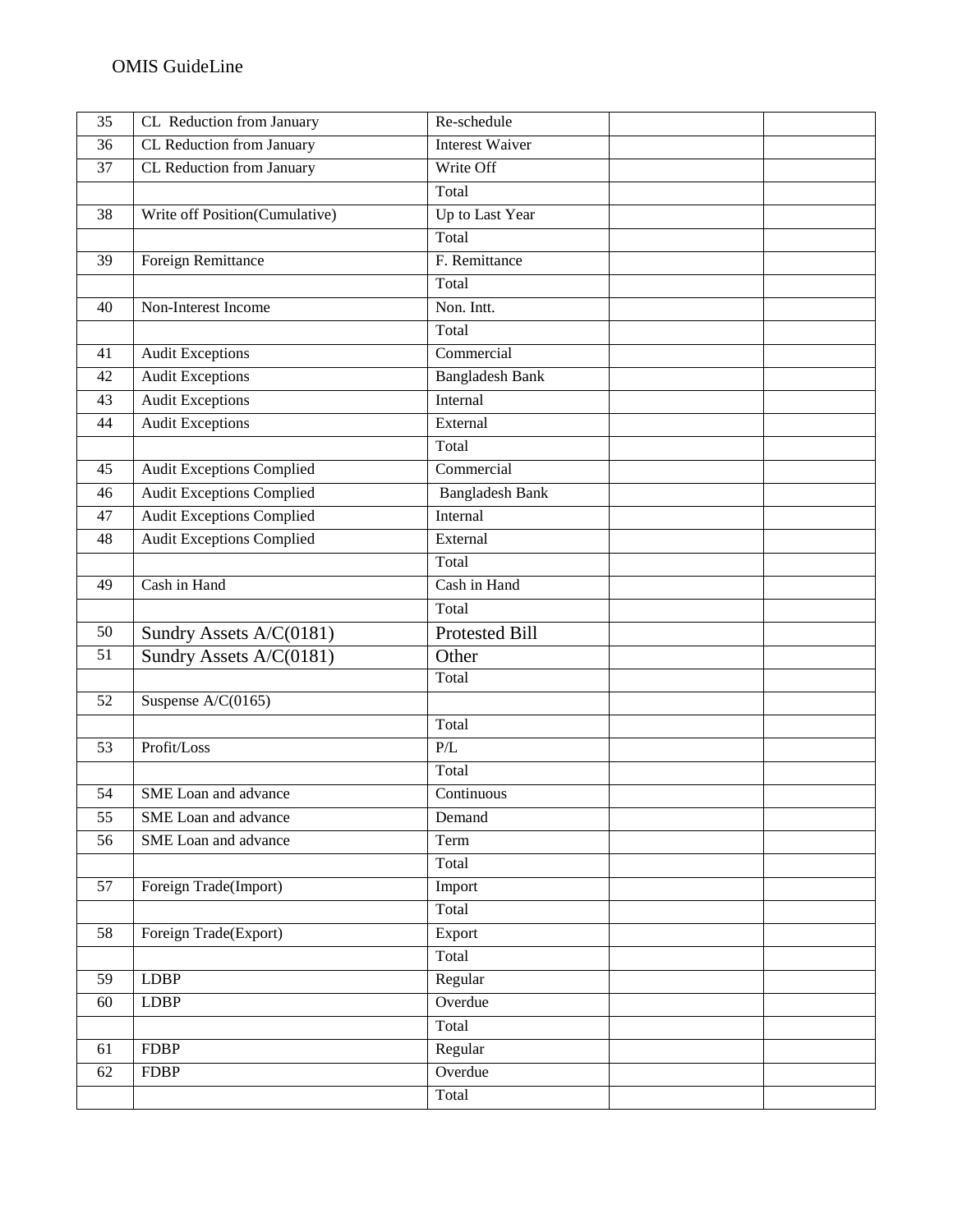| 35 | CL Reduction from January | Re-schedule | | |
|---|---|---|---|---|
| 36 | CL Reduction from January | Interest Waiver | | |
| 37 | CL Reduction from January | Write Off | | |
| | | Total | | |
| 38 | Write off Position(Cumulative) | Up to Last Year | | |
| | | Total | | |
| 39 | Foreign Remittance | F. Remittance | | |
| | | Total | | |
| 40 | Non-Interest Income | Non. Intt. | | |
| | | Total | | |
| 41 | Audit Exceptions | Commercial | | |
| 42 | Audit Exceptions | Bangladesh Bank | | |
| 43 | Audit Exceptions | Internal | | |
| 44 | Audit Exceptions | External | | |
| | | Total | | |
| 45 | Audit Exceptions Complied | Commercial | | |
| 46 | Audit Exceptions Complied | Bangladesh Bank | | |
| 47 | Audit Exceptions Complied | Internal | | |
| 48 | Audit Exceptions Complied | External | | |
| | | Total | | |
| 49 | Cash in Hand | Cash in Hand | | |
| | | Total | | |
| 50 | Sundry Assets A/C(0181) | Protested Bill | | |
| 51 | Sundry Assets A/C(0181) | Other | | |
| | | Total | | |
| 52 | Suspense A/C(0165) | | | |
| | | Total | | |
| 53 | Profit/Loss | P/L | | |
| | | Total | | |
| 54 | SME Loan and advance | Continuous | | |
| 55 | SME Loan and advance | Demand | | |
| 56 | SME Loan and advance | Term | | |
| | | Total | | |
| 57 | Foreign Trade(Import) | Import | | |
| | | Total | | |
| 58 | Foreign Trade(Export) | Export | | |
| | | Total | | |
| 59 | LDBP | Regular | | |
| 60 | LDBP | Overdue | | |
| | | Total | | |
| 61 | FDBP | Regular | | |
| 62 | FDBP | Overdue | | |
| | | Total | | |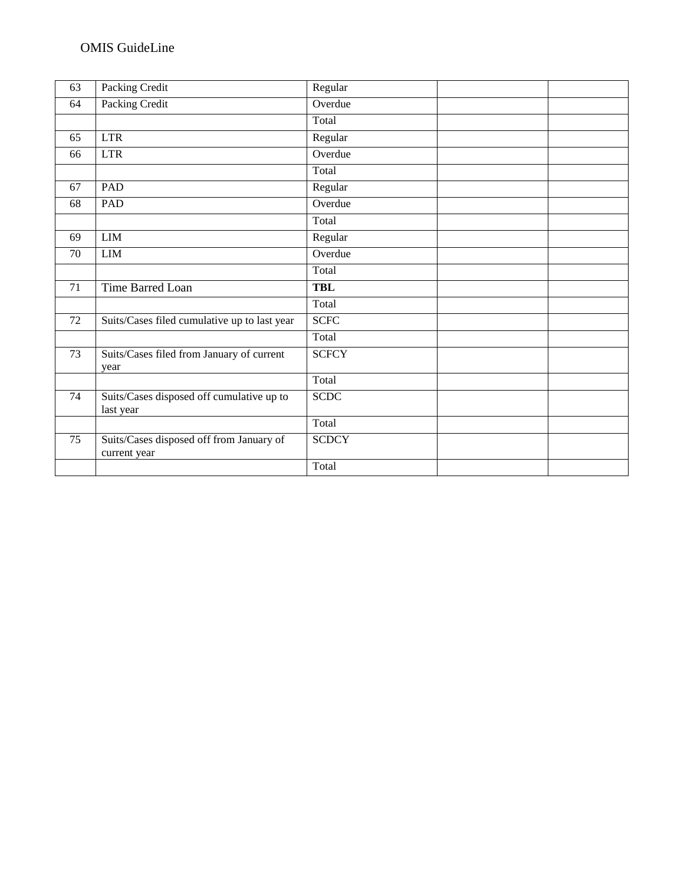| | | | | |
|---|---|---|---|---|
| 63 | Packing Credit | Regular | | |
| 64 | Packing Credit | Overdue | | |
| | | Total | | |
| 65 | LTR | Regular | | |
| 66 | LTR | Overdue | | |
| | | Total | | |
| 67 | PAD | Regular | | |
| 68 | PAD | Overdue | | |
| | | Total | | |
| 69 | LIM | Regular | | |
| 70 | LIM | Overdue | | |
| | | Total | | |
| 71 | Time Barred Loan | **TBL** | | |
| | | Total | | |
| 72 | Suits/Cases filed cumulative up to last year | SCFC | | |
| | | Total | | |
| 73 | Suits/Cases filed from January of current year | SCFCY | | |
| | | Total | | |
| 74 | Suits/Cases disposed off cumulative up to last year | SCDC | | |
| | | Total | | |
| 75 | Suits/Cases disposed off from January of current year | SCDCY | | |
| | | Total | | |